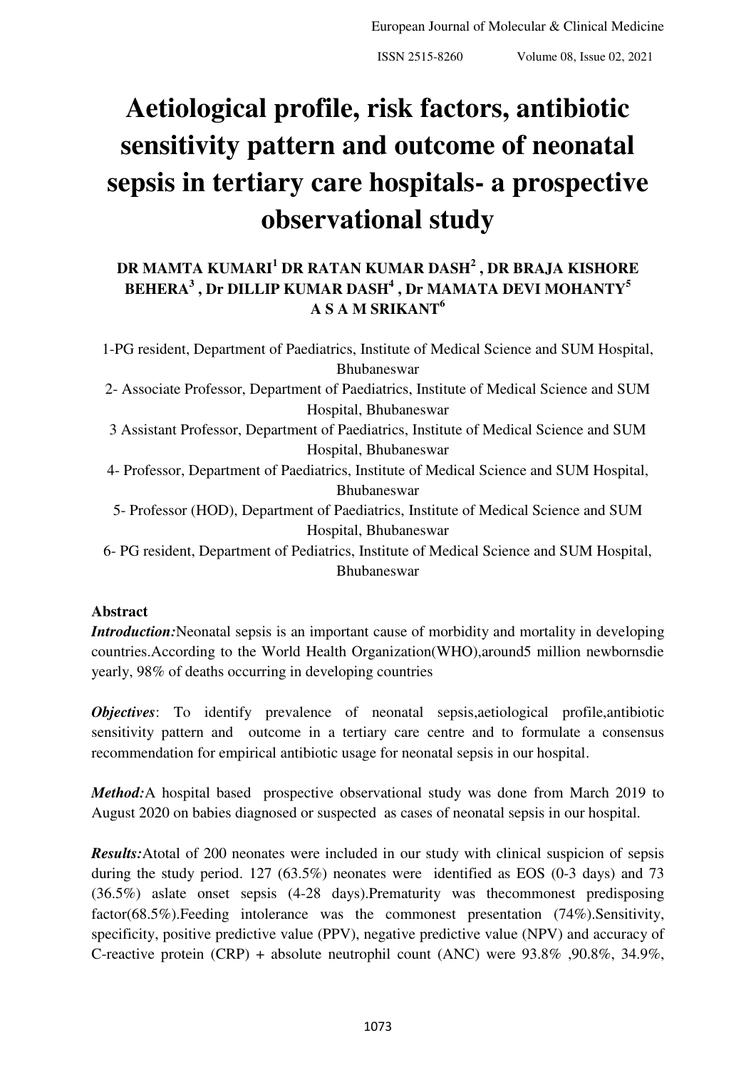# Aetiological profile, risk factors, antibiotic sensitivity pattern and outcome of neonatal sepsis in tertiary care hospitals- a prospective observational study

**DR MAMTA KUMARI[1] DR RATAN KUMAR DASH[2] , DR BRAJA KISHORE BEHERA[3] , Dr DILLIP KUMAR DASH[4] , Dr MAMATA DEVI MOHANTY[5] A S A M SRIKANT[6]**

1-PG resident, Department of Paediatrics, Institute of Medical Science and SUM Hospital, Bhubaneswar

2- Associate Professor, Department of Paediatrics, Institute of Medical Science and SUM Hospital, Bhubaneswar

3 Assistant Professor, Department of Paediatrics, Institute of Medical Science and SUM Hospital, Bhubaneswar

4- Professor, Department of Paediatrics, Institute of Medical Science and SUM Hospital, Bhubaneswar

5- Professor (HOD), Department of Paediatrics, Institute of Medical Science and SUM Hospital, Bhubaneswar

6- PG resident, Department of Pediatrics, Institute of Medical Science and SUM Hospital, Bhubaneswar

## Abstract

***Introduction:***Neonatal sepsis is an important cause of morbidity and mortality in developing countries.According to the World Health Organization(WHO),around5 million newbornsdie yearly, 98% of deaths occurring in developing countries

***Objectives***: To identify prevalence of neonatal sepsis,aetiological profile,antibiotic sensitivity pattern and outcome in a tertiary care centre and to formulate a consensus recommendation for empirical antibiotic usage for neonatal sepsis in our hospital.

***Method:***A hospital based prospective observational study was done from March 2019 to August 2020 on babies diagnosed or suspected as cases of neonatal sepsis in our hospital.

***Results:***Atotal of 200 neonates were included in our study with clinical suspicion of sepsis during the study period. 127 (63.5%) neonates were identified as EOS (0-3 days) and 73 (36.5%) aslate onset sepsis (4-28 days).Prematurity was thecommonest predisposing factor(68.5%).Feeding intolerance was the commonest presentation (74%).Sensitivity, specificity, positive predictive value (PPV), negative predictive value (NPV) and accuracy of C-reactive protein (CRP) + absolute neutrophil count (ANC) were 93.8% ,90.8%, 34.9%,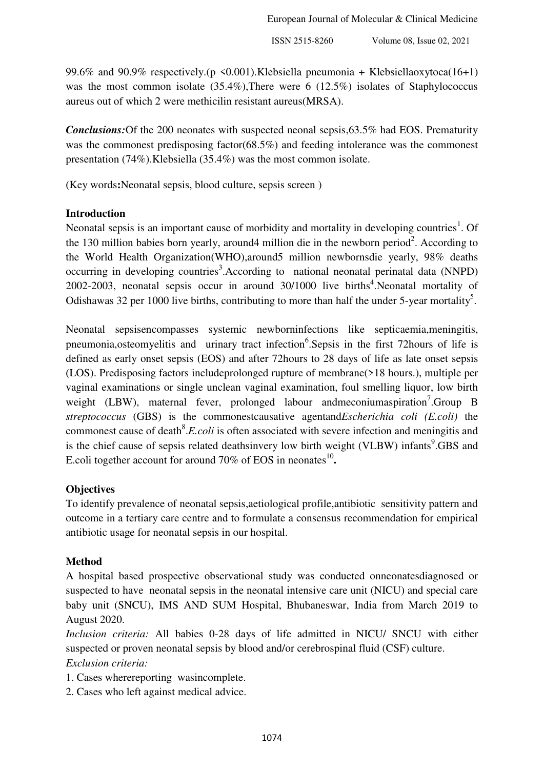99.6% and 90.9% respectively.(p <0.001).Klebsiella pneumonia + Klebsiellaoxytoca(16+1) was the most common isolate (35.4%),There were 6 (12.5%) isolates of Staphylococcus aureus out of which 2 were methicilin resistant aureus(MRSA).

***Conclusions:***Of the 200 neonates with suspected neonal sepsis,63.5% had EOS. Prematurity was the commonest predisposing factor(68.5%) and feeding intolerance was the commonest presentation (74%).Klebsiella (35.4%) was the most common isolate.

(Key words**:**Neonatal sepsis, blood culture, sepsis screen )

## Introduction

Neonatal sepsis is an important cause of morbidity and mortality in developing countries[1]. Of the 130 million babies born yearly, around4 million die in the newborn period[2]. According to the World Health Organization(WHO),around5 million newbornsdie yearly, 98% deaths occurring in developing countries[3].According to national neonatal perinatal data (NNPD) 2002-2003, neonatal sepsis occur in around 30/1000 live births[4].Neonatal mortality of Odishawas 32 per 1000 live births, contributing to more than half the under 5-year mortality[5].

Neonatal sepsisencompasses systemic newborninfections like septicaemia,meningitis, pneumonia,osteomyelitis and urinary tract infection[6].Sepsis in the first 72hours of life is defined as early onset sepsis (EOS) and after 72hours to 28 days of life as late onset sepsis (LOS). Predisposing factors includeprolonged rupture of membrane(>18 hours.), multiple per vaginal examinations or single unclean vaginal examination, foul smelling liquor, low birth weight (LBW), maternal fever, prolonged labour andmeconiumaspiration[7].Group B *streptococcus* (GBS) is the commonestcausative agentand*Escherichia coli (E.coli)* the commonest cause of death[8].*E.coli* is often associated with severe infection and meningitis and is the chief cause of sepsis related deathsinvery low birth weight (VLBW) infants[9].GBS and E.coli together account for around 70% of EOS in neonates[10]**.**

## Objectives

To identify prevalence of neonatal sepsis,aetiological profile,antibiotic sensitivity pattern and outcome in a tertiary care centre and to formulate a consensus recommendation for empirical antibiotic usage for neonatal sepsis in our hospital.

## Method

A hospital based prospective observational study was conducted onneonatesdiagnosed or suspected to have neonatal sepsis in the neonatal intensive care unit (NICU) and special care baby unit (SNCU), IMS AND SUM Hospital, Bhubaneswar, India from March 2019 to August 2020.

*Inclusion criteria:* All babies 0-28 days of life admitted in NICU/ SNCU with either suspected or proven neonatal sepsis by blood and/or cerebrospinal fluid (CSF) culture.

*Exclusion criteria:*

1. Cases wherereporting wasincomplete.
2. Cases who left against medical advice.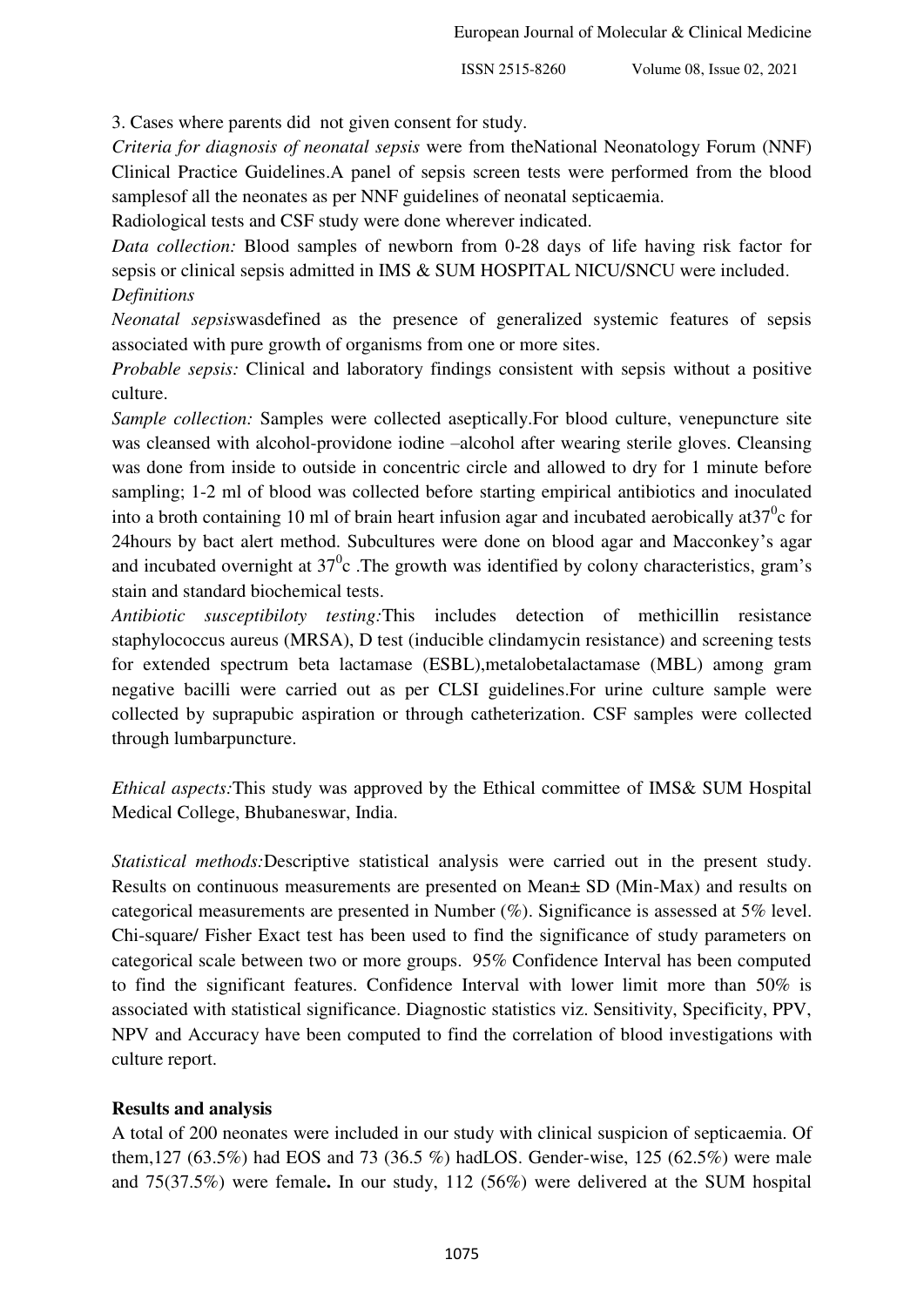3. Cases where parents did not given consent for study.

*Criteria for diagnosis of neonatal sepsis* were from theNational Neonatology Forum (NNF) Clinical Practice Guidelines.A panel of sepsis screen tests were performed from the blood samplesof all the neonates as per NNF guidelines of neonatal septicaemia.

Radiological tests and CSF study were done wherever indicated.

*Data collection:* Blood samples of newborn from 0-28 days of life having risk factor for sepsis or clinical sepsis admitted in IMS & SUM HOSPITAL NICU/SNCU were included.

*Definitions*

*Neonatal sepsis*wasdefined as the presence of generalized systemic features of sepsis associated with pure growth of organisms from one or more sites.

*Probable sepsis:* Clinical and laboratory findings consistent with sepsis without a positive culture.

*Sample collection:* Samples were collected aseptically.For blood culture, venepuncture site was cleansed with alcohol-providone iodine –alcohol after wearing sterile gloves. Cleansing was done from inside to outside in concentric circle and allowed to dry for 1 minute before sampling; 1-2 ml of blood was collected before starting empirical antibiotics and inoculated into a broth containing 10 ml of brain heart infusion agar and incubated aerobically at$37^0$c for 24hours by bact alert method. Subcultures were done on blood agar and Macconkey's agar and incubated overnight at $37^0$c .The growth was identified by colony characteristics, gram's stain and standard biochemical tests.

*Antibiotic susceptibiloty testing:*This includes detection of methicillin resistance staphylococcus aureus (MRSA), D test (inducible clindamycin resistance) and screening tests for extended spectrum beta lactamase (ESBL),metalobetalactamase (MBL) among gram negative bacilli were carried out as per CLSI guidelines.For urine culture sample were collected by suprapubic aspiration or through catheterization. CSF samples were collected through lumbarpuncture.

*Ethical aspects:*This study was approved by the Ethical committee of IMS& SUM Hospital Medical College, Bhubaneswar, India.

*Statistical methods:*Descriptive statistical analysis were carried out in the present study. Results on continuous measurements are presented on Mean± SD (Min-Max) and results on categorical measurements are presented in Number (%). Significance is assessed at 5% level. Chi-square/ Fisher Exact test has been used to find the significance of study parameters on categorical scale between two or more groups. 95% Confidence Interval has been computed to find the significant features. Confidence Interval with lower limit more than 50% is associated with statistical significance. Diagnostic statistics viz. Sensitivity, Specificity, PPV, NPV and Accuracy have been computed to find the correlation of blood investigations with culture report.

## Results and analysis

A total of 200 neonates were included in our study with clinical suspicion of septicaemia. Of them,127 (63.5%) had EOS and 73 (36.5 %) hadLOS. Gender-wise, 125 (62.5%) were male and 75(37.5%) were female**.** In our study, 112 (56%) were delivered at the SUM hospital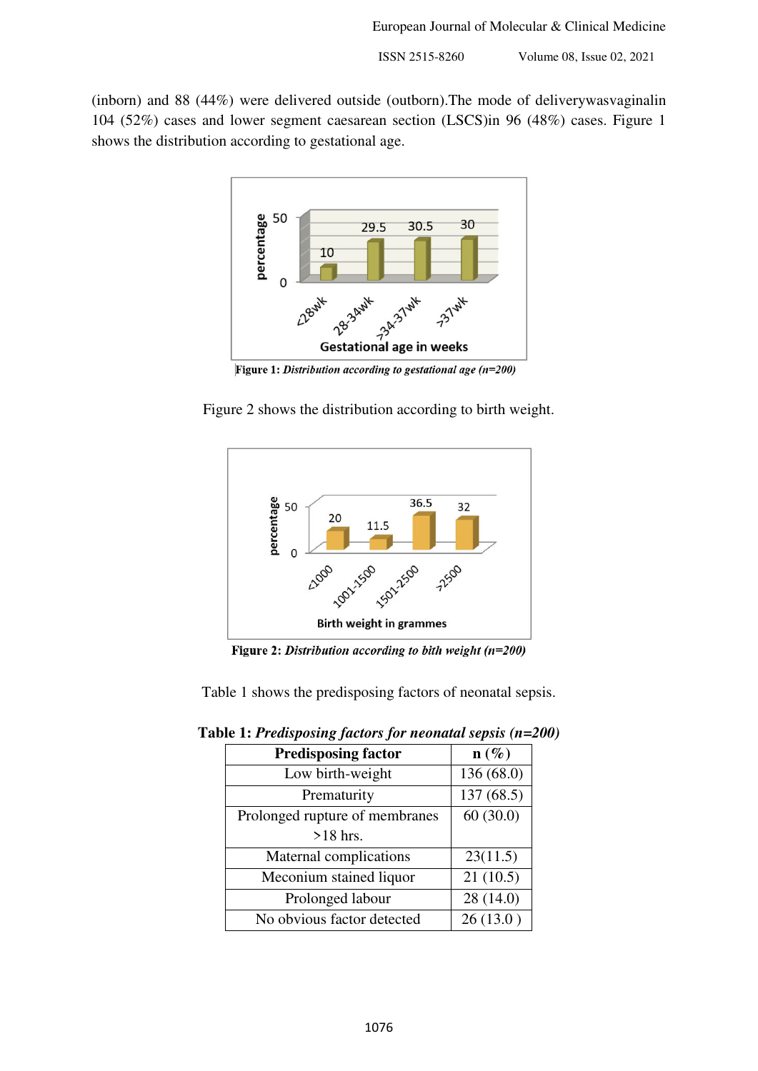(inborn) and 88 (44%) were delivered outside (outborn).The mode of deliverywasvaginalin 104 (52%) cases and lower segment caesarean section (LSCS)in 96 (48%) cases. Figure 1 shows the distribution according to gestational age.

**Figure 1:** *Distribution according to gestational age (n=200)*

Figure 2 shows the distribution according to birth weight.

**Figure 2:** *Distribution according to bith weight (n=200)*

Table 1 shows the predisposing factors of neonatal sepsis.

**Table 1:** *Predisposing factors for neonatal sepsis (n=200)*

| Predisposing factor | n (%) |
|---|---|
| Low birth-weight | 136 (68.0) |
| Prematurity | 137 (68.5) |
| Prolonged rupture of membranes >18 hrs. | 60 (30.0) |
| Maternal complications | 23(11.5) |
| Meconium stained liquor | 21 (10.5) |
| Prolonged labour | 28 (14.0) |
| No obvious factor detected | 26 (13.0 ) |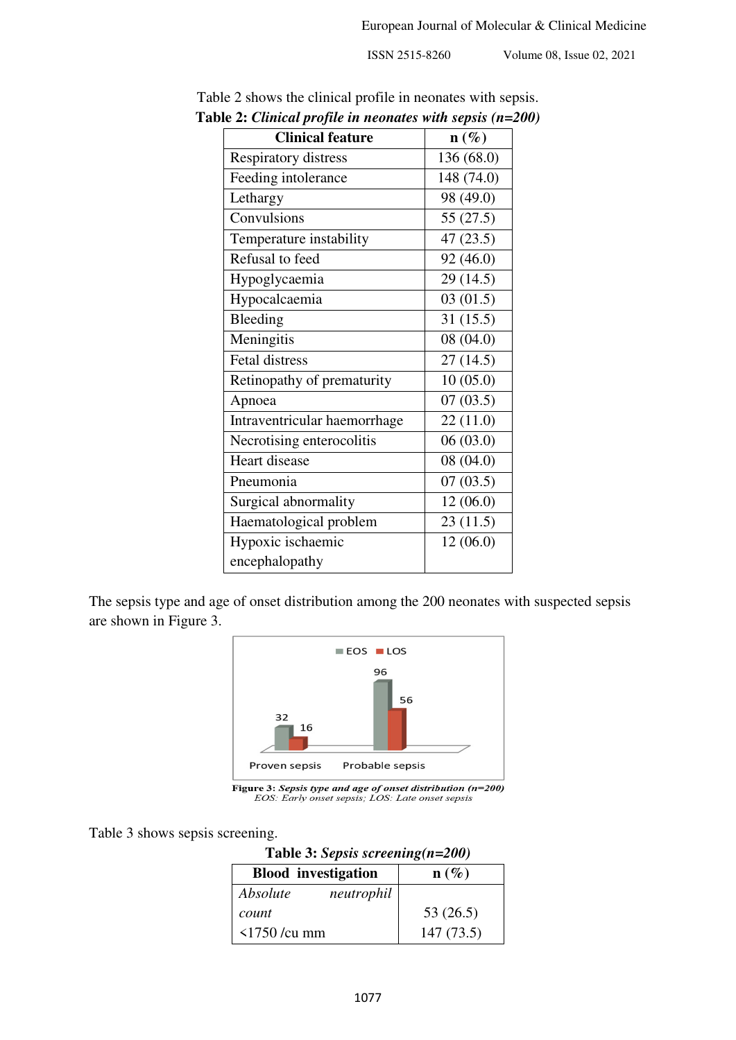Table 2 shows the clinical profile in neonates with sepsis.

**Table 2:** ***Clinical profile in neonates with sepsis (n=200)***

| Clinical feature | n (%) |
|---|---|
| Respiratory distress | 136 (68.0) |
| Feeding intolerance | 148 (74.0) |
| Lethargy | 98 (49.0) |
| Convulsions | 55 (27.5) |
| Temperature instability | 47 (23.5) |
| Refusal to feed | 92 (46.0) |
| Hypoglycaemia | 29 (14.5) |
| Hypocalcaemia | 03 (01.5) |
| Bleeding | 31 (15.5) |
| Meningitis | 08 (04.0) |
| Fetal distress | 27 (14.5) |
| Retinopathy of prematurity | 10 (05.0) |
| Apnoea | 07 (03.5) |
| Intraventricular haemorrhage | 22 (11.0) |
| Necrotising enterocolitis | 06 (03.0) |
| Heart disease | 08 (04.0) |
| Pneumonia | 07 (03.5) |
| Surgical abnormality | 12 (06.0) |
| Haematological problem | 23 (11.5) |
| Hypoxic ischaemic encephalopathy | 12 (06.0) |

The sepsis type and age of onset distribution among the 200 neonates with suspected sepsis are shown in Figure 3.

| | EOS | LOS |
|---|---|---|
| Proven sepsis | 32 | 16 |
| Probable sepsis | 96 | 56 |

**Figure 3:** ***Sepsis type and age of onset distribution (n=200)***
*EOS: Early onset sepsis; LOS: Late onset sepsis*

Table 3 shows sepsis screening.

**Table 3:** ***Sepsis screening(n=200)***

| Blood investigation | n (%) |
|---|---|
| *Absolute neutrophil count* | 53 (26.5) |
| <1750 /cu mm | 147 (73.5) |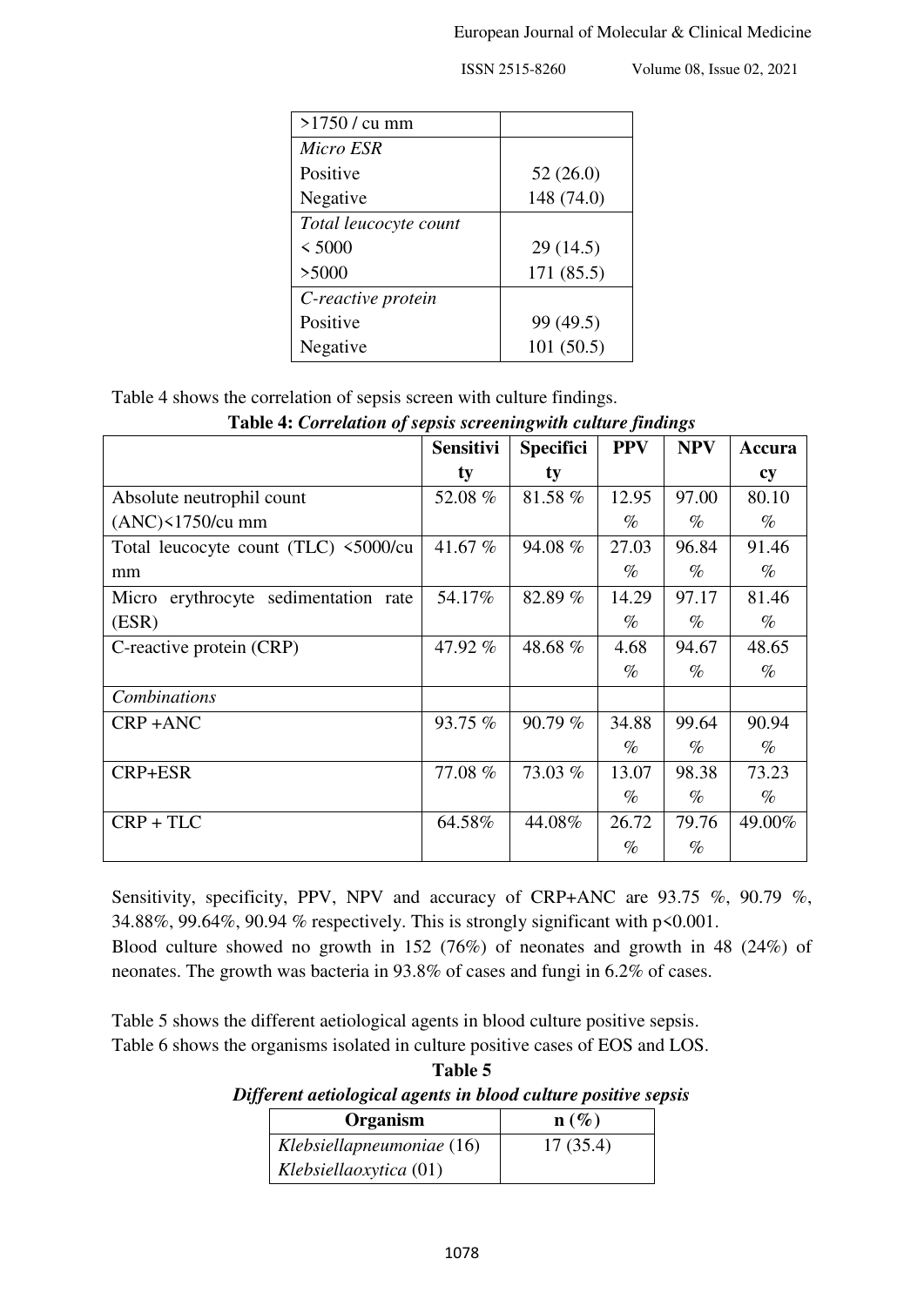| >1750 / cu mm | |
|---|---|
| *Micro ESR* | |
| Positive | 52 (26.0) |
| Negative | 148 (74.0) |
| *Total leucocyte count* | |
| < 5000 | 29 (14.5) |
| >5000 | 171 (85.5) |
| *C-reactive protein* | |
| Positive | 99 (49.5) |
| Negative | 101 (50.5) |

Table 4 shows the correlation of sepsis screen with culture findings.

**Table 4:** ***Correlation of sepsis screeningwith culture findings***

| | Sensitivity | Specificity | PPV | NPV | Accuracy |
|---|---|---|---|---|---|
| Absolute neutrophil count (ANC)<1750/cu mm | 52.08 % | 81.58 % | 12.95 % | 97.00 % | 80.10 % |
| Total leucocyte count (TLC) <5000/cu mm | 41.67 % | 94.08 % | 27.03 % | 96.84 % | 91.46 % |
| Micro erythrocyte sedimentation rate (ESR) | 54.17% | 82.89 % | 14.29 % | 97.17 % | 81.46 % |
| C-reactive protein (CRP) | 47.92 % | 48.68 % | 4.68 % | 94.67 % | 48.65 % |
| *Combinations* | | | | | |
| CRP +ANC | 93.75 % | 90.79 % | 34.88 % | 99.64 % | 90.94 % |
| CRP+ESR | 77.08 % | 73.03 % | 13.07 % | 98.38 % | 73.23 % |
| CRP + TLC | 64.58% | 44.08% | 26.72 % | 79.76 % | 49.00% |

Sensitivity, specificity, PPV, NPV and accuracy of CRP+ANC are 93.75 %, 90.79 %, 34.88%, 99.64%, 90.94 % respectively. This is strongly significant with $p<0.001$.
Blood culture showed no growth in 152 (76%) of neonates and growth in 48 (24%) of neonates. The growth was bacteria in 93.8% of cases and fungi in 6.2% of cases.

Table 5 shows the different aetiological agents in blood culture positive sepsis.
Table 6 shows the organisms isolated in culture positive cases of EOS and LOS.

**Table 5**

***Different aetiological agents in blood culture positive sepsis***

| Organism | n (%) |
|---|---|
| *Klebsiellapneumoniae* (16) *Klebsiellaoxytica* (01) | 17 (35.4) |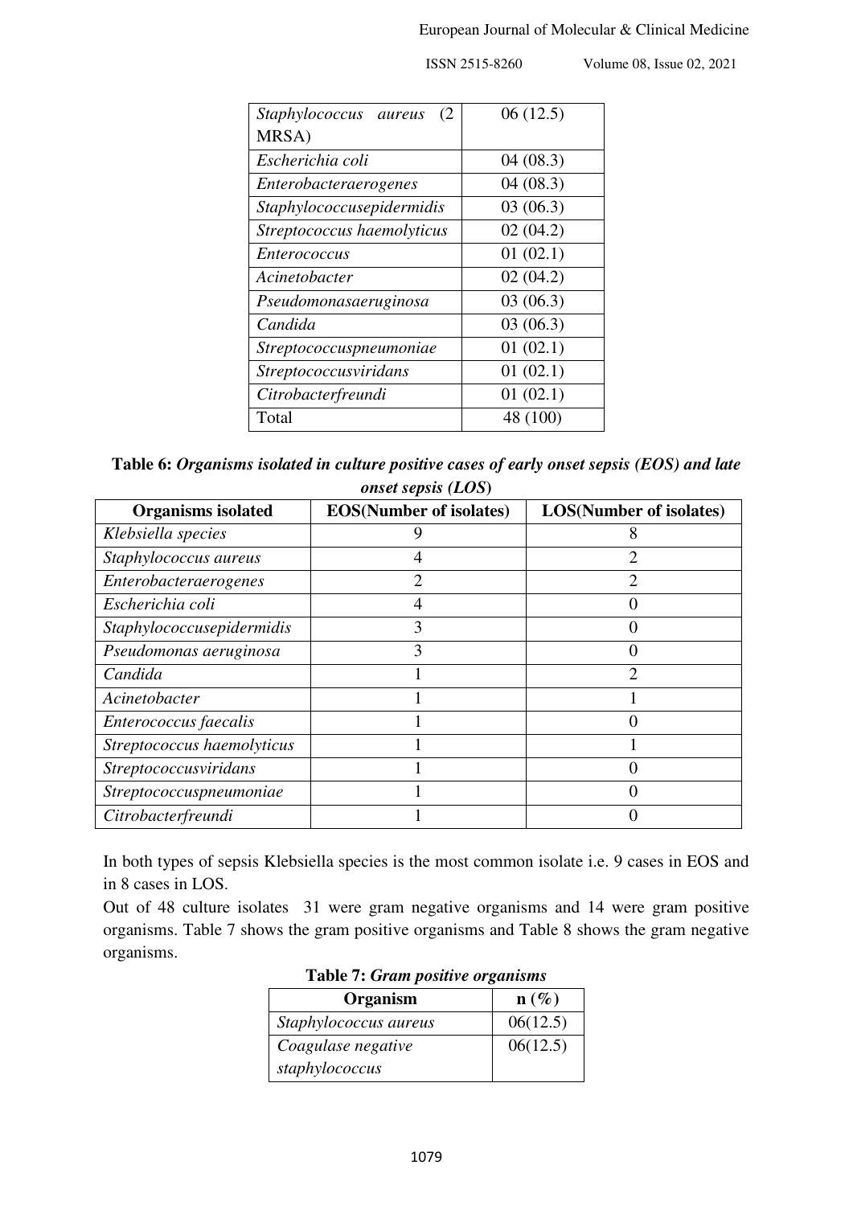| | |
|---|---|
| *Staphylococcus aureus* (2 MRSA) | 06 (12.5) |
| *Escherichia coli* | 04 (08.3) |
| *Enterobacteraerogenes* | 04 (08.3) |
| *Staphylococcusepidermidis* | 03 (06.3) |
| *Streptococcus haemolyticus* | 02 (04.2) |
| *Enterococcus* | 01 (02.1) |
| *Acinetobacter* | 02 (04.2) |
| *Pseudomonasaeruginosa* | 03 (06.3) |
| *Candida* | 03 (06.3) |
| *Streptococcuspneumoniae* | 01 (02.1) |
| *Streptococcusviridans* | 01 (02.1) |
| *Citrobacterfreundi* | 01 (02.1) |
| Total | 48 (100) |

**Table 6:** ***Organisms isolated in culture positive cases of early onset sepsis (EOS) and late onset sepsis (LOS)***

| Organisms isolated | EOS(Number of isolates) | LOS(Number of isolates) |
|---|---|---|
| *Klebsiella species* | 9 | 8 |
| *Staphylococcus aureus* | 4 | 2 |
| *Enterobacteraerogenes* | 2 | 2 |
| *Escherichia coli* | 4 | 0 |
| *Staphylococcusepidermidis* | 3 | 0 |
| *Pseudomonas aeruginosa* | 3 | 0 |
| *Candida* | 1 | 2 |
| *Acinetobacter* | 1 | 1 |
| *Enterococcus faecalis* | 1 | 0 |
| *Streptococcus haemolyticus* | 1 | 1 |
| *Streptococcusviridans* | 1 | 0 |
| *Streptococcuspneumoniae* | 1 | 0 |
| *Citrobacterfreundi* | 1 | 0 |

In both types of sepsis Klebsiella species is the most common isolate i.e. 9 cases in EOS and in 8 cases in LOS.

Out of 48 culture isolates 31 were gram negative organisms and 14 were gram positive organisms. Table 7 shows the gram positive organisms and Table 8 shows the gram negative organisms.

**Table 7:** ***Gram positive organisms***

| Organism | n (%) |
|---|---|
| *Staphylococcus aureus* | 06(12.5) |
| *Coagulase negative staphylococcus* | 06(12.5) |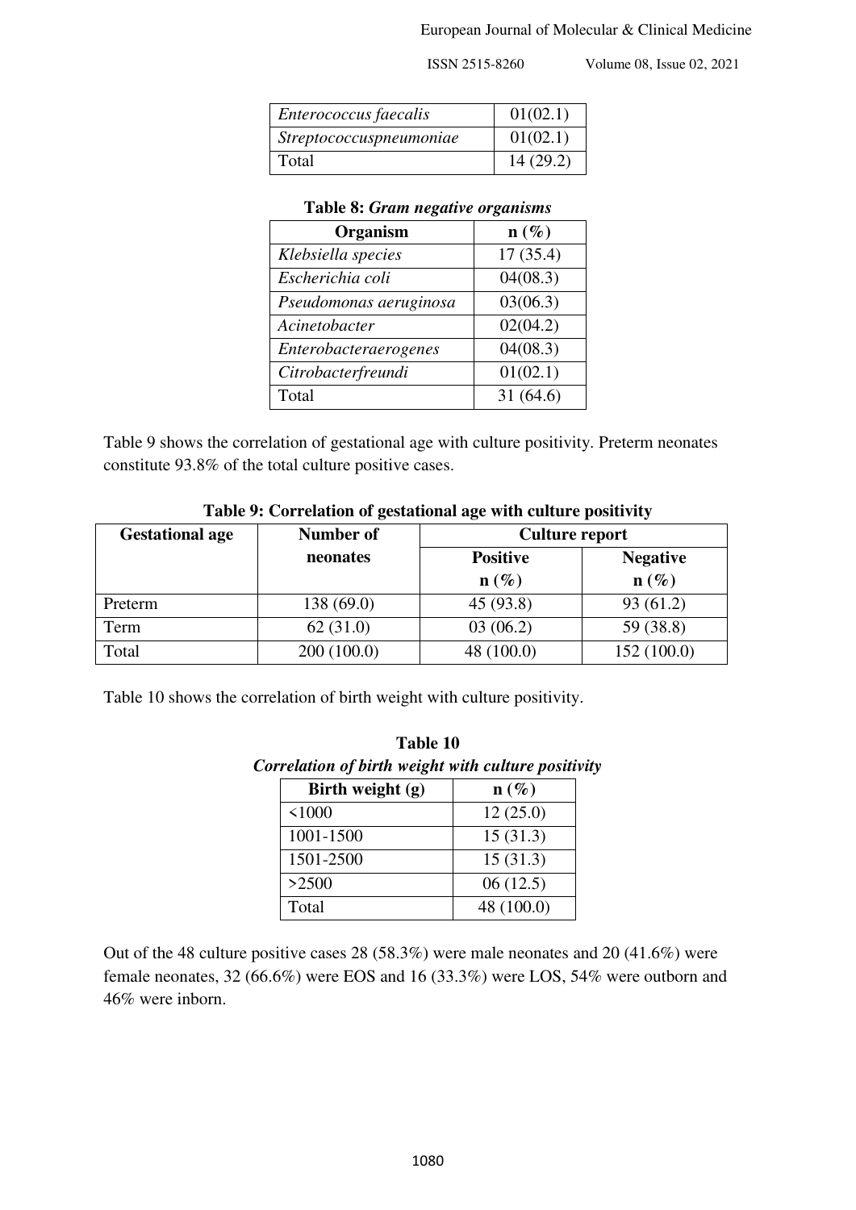| | |
|---|---|
| *Enterococcus faecalis* | 01(02.1) |
| *Streptococcuspneumoniae* | 01(02.1) |
| Total | 14 (29.2) |

**Table 8:** ***Gram negative organisms***

| Organism | n (%) |
|---|---|
| *Klebsiella species* | 17 (35.4) |
| *Escherichia coli* | 04(08.3) |
| *Pseudomonas aeruginosa* | 03(06.3) |
| *Acinetobacter* | 02(04.2) |
| *Enterobacteraerogenes* | 04(08.3) |
| *Citrobacterfreundi* | 01(02.1) |
| Total | 31 (64.6) |

Table 9 shows the correlation of gestational age with culture positivity. Preterm neonates constitute 93.8% of the total culture positive cases.

**Table 9: Correlation of gestational age with culture positivity**

| Gestational age | Number of neonates | Culture report | |
|---|---|---|---|
| | | Positive n (%) | Negative n (%) |
| Preterm | 138 (69.0) | 45 (93.8) | 93 (61.2) |
| Term | 62 (31.0) | 03 (06.2) | 59 (38.8) |
| Total | 200 (100.0) | 48 (100.0) | 152 (100.0) |

Table 10 shows the correlation of birth weight with culture positivity.

**Table 10**
***Correlation of birth weight with culture positivity***

| Birth weight (g) | n (%) |
|---|---|
| <1000 | 12 (25.0) |
| 1001-1500 | 15 (31.3) |
| 1501-2500 | 15 (31.3) |
| >2500 | 06 (12.5) |
| Total | 48 (100.0) |

Out of the 48 culture positive cases 28 (58.3%) were male neonates and 20 (41.6%) were female neonates, 32 (66.6%) were EOS and 16 (33.3%) were LOS, 54% were outborn and 46% were inborn.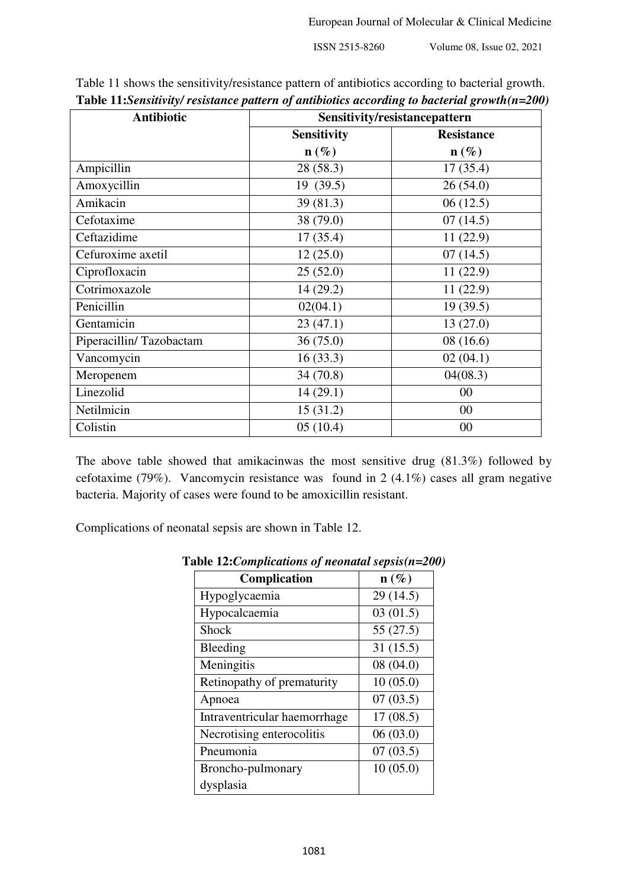Table 11 shows the sensitivity/resistance pattern of antibiotics according to bacterial growth.

**Table 11:*Sensitivity/ resistance pattern of antibiotics according to bacterial growth(n=200)***

| Antibiotic | Sensitivity/resistancepattern | |
|---|---|---|
| | Sensitivity n (%) | Resistance n (%) |
| Ampicillin | 28 (58.3) | 17 (35.4) |
| Amoxycillin | 19 (39.5) | 26 (54.0) |
| Amikacin | 39 (81.3) | 06 (12.5) |
| Cefotaxime | 38 (79.0) | 07 (14.5) |
| Ceftazidime | 17 (35.4) | 11 (22.9) |
| Cefuroxime axetil | 12 (25.0) | 07 (14.5) |
| Ciprofloxacin | 25 (52.0) | 11 (22.9) |
| Cotrimoxazole | 14 (29.2) | 11 (22.9) |
| Penicillin | 02(04.1) | 19 (39.5) |
| Gentamicin | 23 (47.1) | 13 (27.0) |
| Piperacillin/ Tazobactam | 36 (75.0) | 08 (16.6) |
| Vancomycin | 16 (33.3) | 02 (04.1) |
| Meropenem | 34 (70.8) | 04(08.3) |
| Linezolid | 14 (29.1) | 00 |
| Netilmicin | 15 (31.2) | 00 |
| Colistin | 05 (10.4) | 00 |

The above table showed that amikacinwas the most sensitive drug (81.3%) followed by cefotaxime (79%). Vancomycin resistance was found in 2 (4.1%) cases all gram negative bacteria. Majority of cases were found to be amoxicillin resistant.

Complications of neonatal sepsis are shown in Table 12.

**Table 12:*Complications of neonatal sepsis(n=200)***

| Complication | n (%) |
|---|---|
| Hypoglycaemia | 29 (14.5) |
| Hypocalcaemia | 03 (01.5) |
| Shock | 55 (27.5) |
| Bleeding | 31 (15.5) |
| Meningitis | 08 (04.0) |
| Retinopathy of prematurity | 10 (05.0) |
| Apnoea | 07 (03.5) |
| Intraventricular haemorrhage | 17 (08.5) |
| Necrotising enterocolitis | 06 (03.0) |
| Pneumonia | 07 (03.5) |
| Broncho-pulmonary dysplasia | 10 (05.0) |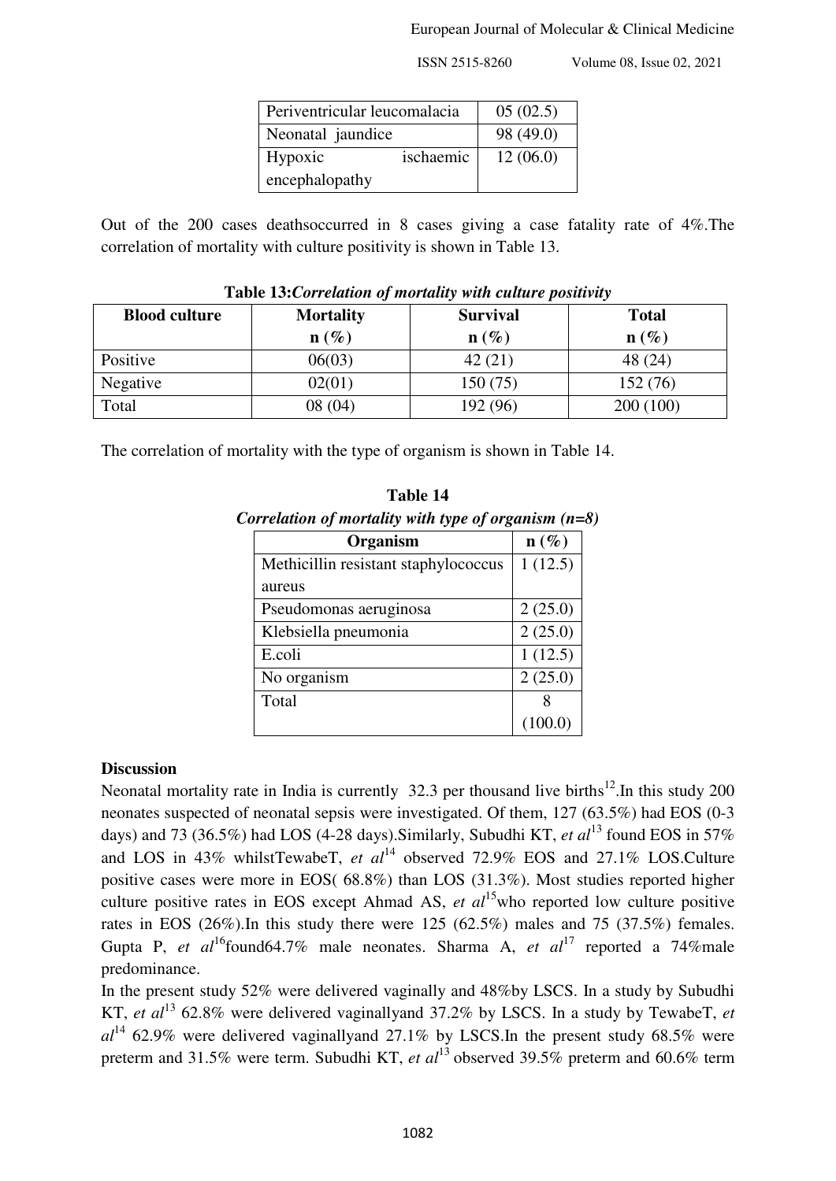| Periventricular leucomalacia | 05 (02.5) |
|---|---|
| Neonatal jaundice | 98 (49.0) |
| Hypoxic ischaemic encephalopathy | 12 (06.0) |

Out of the 200 cases deathsoccurred in 8 cases giving a case fatality rate of 4%.The correlation of mortality with culture positivity is shown in Table 13.

**Table 13:*Correlation of mortality with culture positivity***

| Blood culture | Mortality n (%) | Survival n (%) | Total n (%) |
|---|---|---|---|
| Positive | 06(03) | 42 (21) | 48 (24) |
| Negative | 02(01) | 150 (75) | 152 (76) |
| Total | 08 (04) | 192 (96) | 200 (100) |

The correlation of mortality with the type of organism is shown in Table 14.

**Table 14**

***Correlation of mortality with type of organism (n=8)***

| Organism | n (%) |
|---|---|
| Methicillin resistant staphylococcus aureus | 1 (12.5) |
| Pseudomonas aeruginosa | 2 (25.0) |
| Klebsiella pneumonia | 2 (25.0) |
| E.coli | 1 (12.5) |
| No organism | 2 (25.0) |
| Total | 8 (100.0) |

**Discussion**

Neonatal mortality rate in India is currently 32.3 per thousand live births[12].In this study 200 neonates suspected of neonatal sepsis were investigated. Of them, 127 (63.5%) had EOS (0-3 days) and 73 (36.5%) had LOS (4-28 days).Similarly, Subudhi KT, *et al*[13] found EOS in 57% and LOS in 43% whilstTewabeT, *et al*[14] observed 72.9% EOS and 27.1% LOS.Culture positive cases were more in EOS( 68.8%) than LOS (31.3%). Most studies reported higher culture positive rates in EOS except Ahmad AS, *et al*[15]who reported low culture positive rates in EOS (26%).In this study there were 125 (62.5%) males and 75 (37.5%) females. Gupta P, *et al*[16]found64.7% male neonates. Sharma A, *et al*[17] reported a 74%male predominance.

In the present study 52% were delivered vaginally and 48%by LSCS. In a study by Subudhi KT, *et al*[13] 62.8% were delivered vaginallyand 37.2% by LSCS. In a study by TewabeT, *et al*[14] 62.9% were delivered vaginallyand 27.1% by LSCS.In the present study 68.5% were preterm and 31.5% were term. Subudhi KT, *et al*[13] observed 39.5% preterm and 60.6% term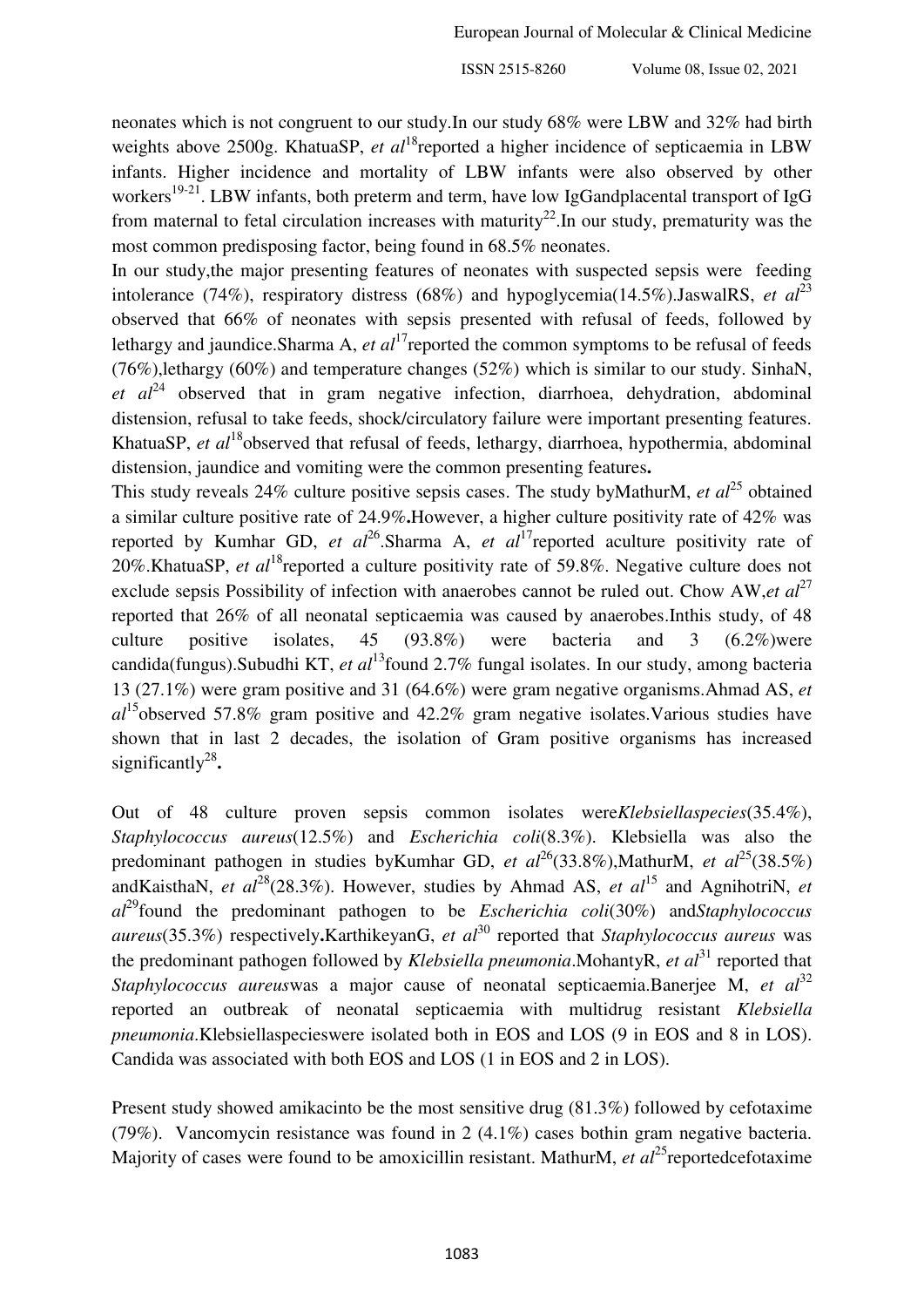neonates which is not congruent to our study.In our study 68% were LBW and 32% had birth weights above 2500g. KhatuaSP, *et al*[18]reported a higher incidence of septicaemia in LBW infants. Higher incidence and mortality of LBW infants were also observed by other workers[19-21]. LBW infants, both preterm and term, have low IgGandplacental transport of IgG from maternal to fetal circulation increases with maturity[22].In our study, prematurity was the most common predisposing factor, being found in 68.5% neonates.

In our study,the major presenting features of neonates with suspected sepsis were feeding intolerance (74%), respiratory distress (68%) and hypoglycemia(14.5%).JaswalRS, *et al*[23] observed that 66% of neonates with sepsis presented with refusal of feeds, followed by lethargy and jaundice.Sharma A, *et al*[17]reported the common symptoms to be refusal of feeds (76%),lethargy (60%) and temperature changes (52%) which is similar to our study. SinhaN, *et al*[24] observed that in gram negative infection, diarrhoea, dehydration, abdominal distension, refusal to take feeds, shock/circulatory failure were important presenting features. KhatuaSP, *et al*[18]observed that refusal of feeds, lethargy, diarrhoea, hypothermia, abdominal distension, jaundice and vomiting were the common presenting features**.**

This study reveals 24% culture positive sepsis cases. The study byMathurM, *et al*[25] obtained a similar culture positive rate of 24.9%**.**However, a higher culture positivity rate of 42% was reported by Kumhar GD, *et al*[26].Sharma A, *et al*[17]reported aculture positivity rate of 20%.KhatuaSP, *et al*[18]reported a culture positivity rate of 59.8%. Negative culture does not exclude sepsis Possibility of infection with anaerobes cannot be ruled out. Chow AW,*et al*[27] reported that 26% of all neonatal septicaemia was caused by anaerobes.Inthis study, of 48 culture positive isolates, 45 (93.8%) were bacteria and 3 (6.2%)were candida(fungus).Subudhi KT, *et al*[13]found 2.7% fungal isolates. In our study, among bacteria 13 (27.1%) were gram positive and 31 (64.6%) were gram negative organisms.Ahmad AS, *et al*[15]observed 57.8% gram positive and 42.2% gram negative isolates.Various studies have shown that in last 2 decades, the isolation of Gram positive organisms has increased significantly[28]**.**

Out of 48 culture proven sepsis common isolates were*Klebsiellaspecies*(35.4%), *Staphylococcus aureus*(12.5%) and *Escherichia coli*(8.3%). Klebsiella was also the predominant pathogen in studies byKumhar GD, *et al*[26](33.8%),MathurM, *et al*[25](38.5%) andKaisthaN, *et al*[28](28.3%). However, studies by Ahmad AS, *et al*[15] and AgnihotriN, *et al*[29]found the predominant pathogen to be *Escherichia coli*(30%) and*Staphylococcus aureus*(35.3%) respectively**.**KarthikeyanG, *et al*[30] reported that *Staphylococcus aureus* was the predominant pathogen followed by *Klebsiella pneumonia*.MohantyR, *et al*[31] reported that *Staphylococcus aureus*was a major cause of neonatal septicaemia.Banerjee M, *et al*[32] reported an outbreak of neonatal septicaemia with multidrug resistant *Klebsiella pneumonia*.Klebsiellaspecieswere isolated both in EOS and LOS (9 in EOS and 8 in LOS). Candida was associated with both EOS and LOS (1 in EOS and 2 in LOS).

Present study showed amikacinto be the most sensitive drug (81.3%) followed by cefotaxime (79%). Vancomycin resistance was found in 2 (4.1%) cases bothin gram negative bacteria. Majority of cases were found to be amoxicillin resistant. MathurM, *et al*[25]reportedcefotaxime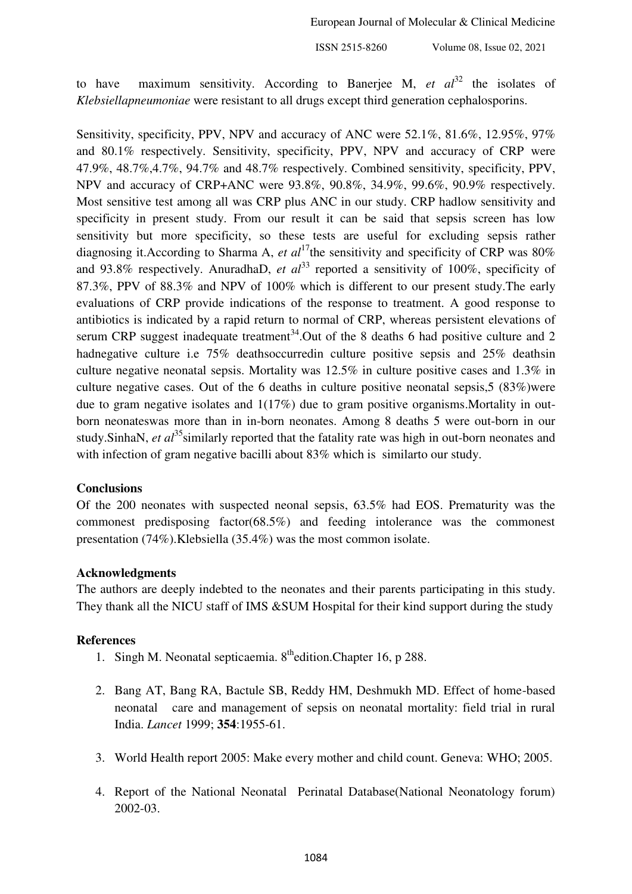to have maximum sensitivity. According to Banerjee M, *et al*[32] the isolates of *Klebsiellapneumoniae* were resistant to all drugs except third generation cephalosporins.

Sensitivity, specificity, PPV, NPV and accuracy of ANC were 52.1%, 81.6%, 12.95%, 97% and 80.1% respectively. Sensitivity, specificity, PPV, NPV and accuracy of CRP were 47.9%, 48.7%,4.7%, 94.7% and 48.7% respectively. Combined sensitivity, specificity, PPV, NPV and accuracy of CRP+ANC were 93.8%, 90.8%, 34.9%, 99.6%, 90.9% respectively. Most sensitive test among all was CRP plus ANC in our study. CRP hadlow sensitivity and specificity in present study. From our result it can be said that sepsis screen has low sensitivity but more specificity, so these tests are useful for excluding sepsis rather diagnosing it.According to Sharma A, *et al*[17]the sensitivity and specificity of CRP was 80% and 93.8% respectively. AnuradhaD, *et al*[33] reported a sensitivity of 100%, specificity of 87.3%, PPV of 88.3% and NPV of 100% which is different to our present study.The early evaluations of CRP provide indications of the response to treatment. A good response to antibiotics is indicated by a rapid return to normal of CRP, whereas persistent elevations of serum CRP suggest inadequate treatment[34].Out of the 8 deaths 6 had positive culture and 2 hadnegative culture i.e 75% deathsoccurredin culture positive sepsis and 25% deathsin culture negative neonatal sepsis. Mortality was 12.5% in culture positive cases and 1.3% in culture negative cases. Out of the 6 deaths in culture positive neonatal sepsis,5 (83%)were due to gram negative isolates and 1(17%) due to gram positive organisms.Mortality in out-born neonateswas more than in in-born neonates. Among 8 deaths 5 were out-born in our study.SinhaN, *et al*[35]similarly reported that the fatality rate was high in out-born neonates and with infection of gram negative bacilli about 83% which is similarto our study.

## Conclusions

Of the 200 neonates with suspected neonal sepsis, 63.5% had EOS. Prematurity was the commonest predisposing factor(68.5%) and feeding intolerance was the commonest presentation (74%).Klebsiella (35.4%) was the most common isolate.

## Acknowledgments

The authors are deeply indebted to the neonates and their parents participating in this study. They thank all the NICU staff of IMS &SUM Hospital for their kind support during the study

## References

1. Singh M. Neonatal septicaemia. 8[th]edition.Chapter 16, p 288.
2. Bang AT, Bang RA, Bactule SB, Reddy HM, Deshmukh MD. Effect of home-based neonatal care and management of sepsis on neonatal mortality: field trial in rural India. *Lancet* 1999; **354**:1955-61.
3. World Health report 2005: Make every mother and child count. Geneva: WHO; 2005.
4. Report of the National Neonatal Perinatal Database(National Neonatology forum) 2002-03.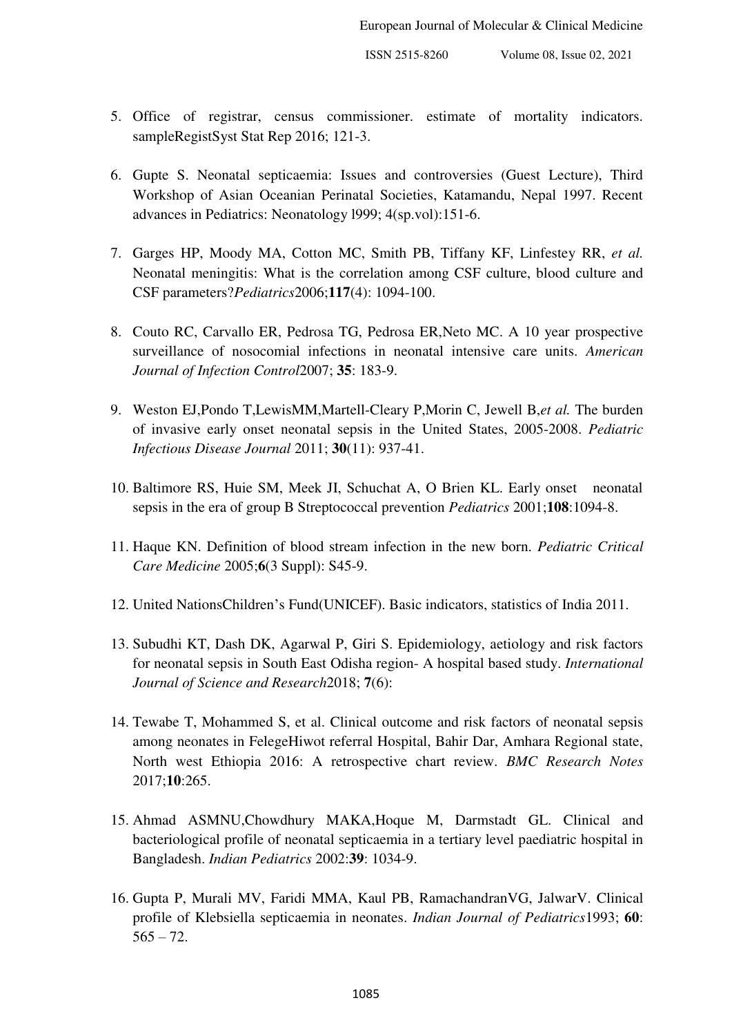5. Office of registrar, census commissioner. estimate of mortality indicators. sampleRegistSyst Stat Rep 2016; 121-3.

6. Gupte S. Neonatal septicaemia: Issues and controversies (Guest Lecture), Third Workshop of Asian Oceanian Perinatal Societies, Katamandu, Nepal 1997. Recent advances in Pediatrics: Neonatology l999; 4(sp.vol):151-6.

7. Garges HP, Moody MA, Cotton MC, Smith PB, Tiffany KF, Linfestey RR, *et al.* Neonatal meningitis: What is the correlation among CSF culture, blood culture and CSF parameters?*Pediatrics*2006;**117**(4): 1094-100.

8. Couto RC, Carvallo ER, Pedrosa TG, Pedrosa ER,Neto MC. A 10 year prospective surveillance of nosocomial infections in neonatal intensive care units. *American Journal of Infection Control*2007; **35**: 183-9.

9. Weston EJ,Pondo T,LewisMM,Martell-Cleary P,Morin C, Jewell B,*et al.* The burden of invasive early onset neonatal sepsis in the United States, 2005-2008. *Pediatric Infectious Disease Journal* 2011; **30**(11): 937-41.

10. Baltimore RS, Huie SM, Meek JI, Schuchat A, O Brien KL. Early onset neonatal sepsis in the era of group B Streptococcal prevention *Pediatrics* 2001;**108**:1094-8.

11. Haque KN. Definition of blood stream infection in the new born. *Pediatric Critical Care Medicine* 2005;**6**(3 Suppl): S45-9.

12. United NationsChildren's Fund(UNICEF). Basic indicators, statistics of India 2011.

13. Subudhi KT, Dash DK, Agarwal P, Giri S. Epidemiology, aetiology and risk factors for neonatal sepsis in South East Odisha region- A hospital based study. *International Journal of Science and Research*2018; **7**(6):

14. Tewabe T, Mohammed S, et al. Clinical outcome and risk factors of neonatal sepsis among neonates in FelegeHiwot referral Hospital, Bahir Dar, Amhara Regional state, North west Ethiopia 2016: A retrospective chart review. *BMC Research Notes* 2017;**10**:265.

15. Ahmad ASMNU,Chowdhury MAKA,Hoque M, Darmstadt GL. Clinical and bacteriological profile of neonatal septicaemia in a tertiary level paediatric hospital in Bangladesh. *Indian Pediatrics* 2002:**39**: 1034-9.

16. Gupta P, Murali MV, Faridi MMA, Kaul PB, RamachandranVG, JalwarV. Clinical profile of Klebsiella septicaemia in neonates. *Indian Journal of Pediatrics*1993; **60**: 565 – 72.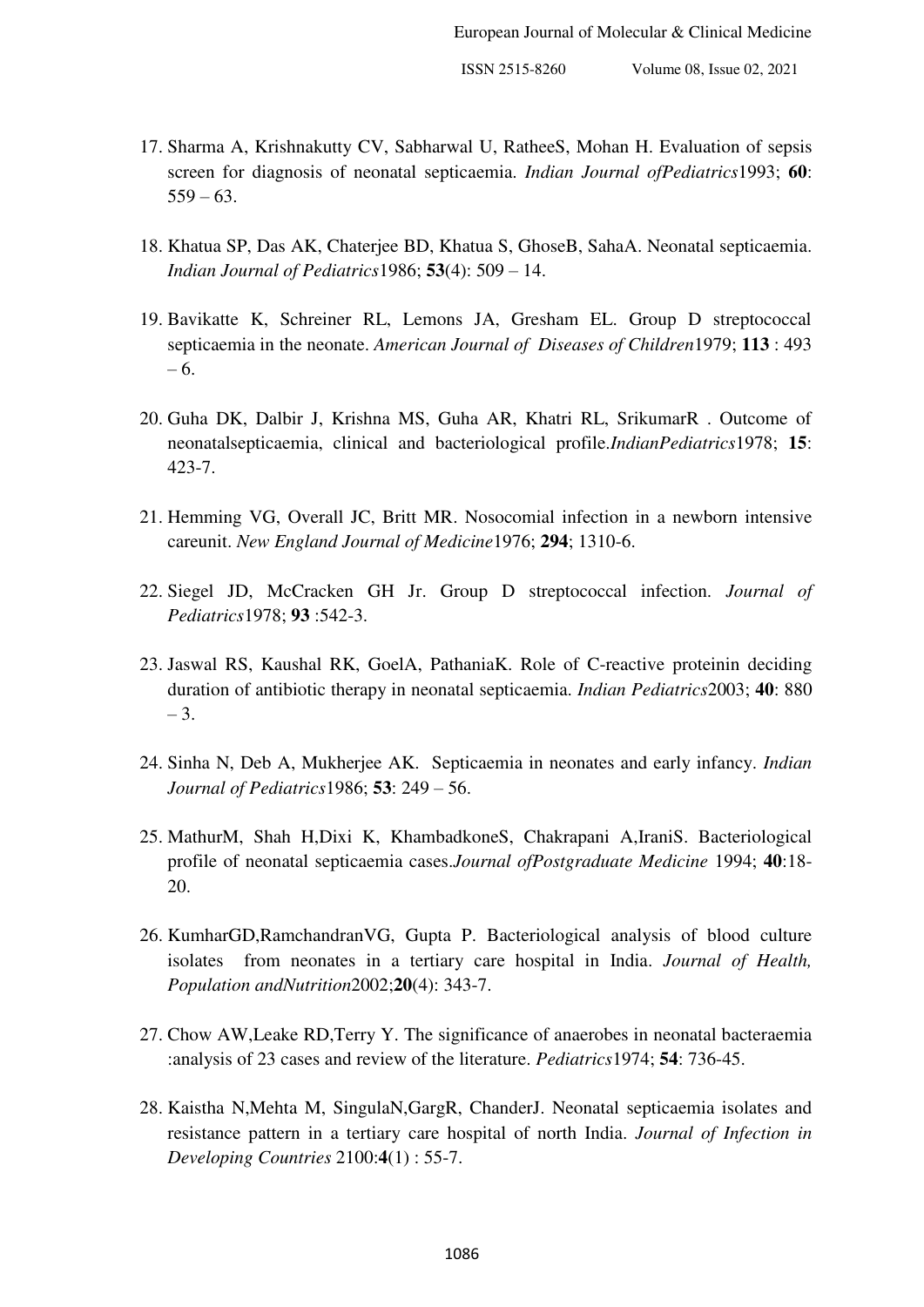17. Sharma A, Krishnakutty CV, Sabharwal U, RatheeS, Mohan H. Evaluation of sepsis screen for diagnosis of neonatal septicaemia. *Indian Journal ofPediatrics*1993; **60**: 559 – 63.

18. Khatua SP, Das AK, Chaterjee BD, Khatua S, GhoseB, SahaA. Neonatal septicaemia. *Indian Journal of Pediatrics*1986; **53**(4): 509 – 14.

19. Bavikatte K, Schreiner RL, Lemons JA, Gresham EL. Group D streptococcal septicaemia in the neonate. *American Journal of Diseases of Children*1979; **113** : 493 – 6.

20. Guha DK, Dalbir J, Krishna MS, Guha AR, Khatri RL, SrikumarR . Outcome of neonatalsepticaemia, clinical and bacteriological profile.*IndianPediatrics*1978; **15**: 423-7.

21. Hemming VG, Overall JC, Britt MR. Nosocomial infection in a newborn intensive careunit. *New England Journal of Medicine*1976; **294**; 1310-6.

22. Siegel JD, McCracken GH Jr. Group D streptococcal infection. *Journal of Pediatrics*1978; **93** :542-3.

23. Jaswal RS, Kaushal RK, GoelA, PathaniaK. Role of C-reactive proteinin deciding duration of antibiotic therapy in neonatal septicaemia. *Indian Pediatrics*2003; **40**: 880 – 3.

24. Sinha N, Deb A, Mukherjee AK. Septicaemia in neonates and early infancy. *Indian Journal of Pediatrics*1986; **53**: 249 – 56.

25. MathurM, Shah H,Dixi K, KhambadkoneS, Chakrapani A,IraniS. Bacteriological profile of neonatal septicaemia cases.*Journal ofPostgraduate Medicine* 1994; **40**:18-20.

26. KumharGD,RamchandranVG, Gupta P. Bacteriological analysis of blood culture isolates from neonates in a tertiary care hospital in India. *Journal of Health, Population andNutrition*2002;**20**(4): 343-7.

27. Chow AW,Leake RD,Terry Y. The significance of anaerobes in neonatal bacteraemia :analysis of 23 cases and review of the literature. *Pediatrics*1974; **54**: 736-45.

28. Kaistha N,Mehta M, SingulaN,GargR, ChanderJ. Neonatal septicaemia isolates and resistance pattern in a tertiary care hospital of north India. *Journal of Infection in Developing Countries* 2100:**4**(1) : 55-7.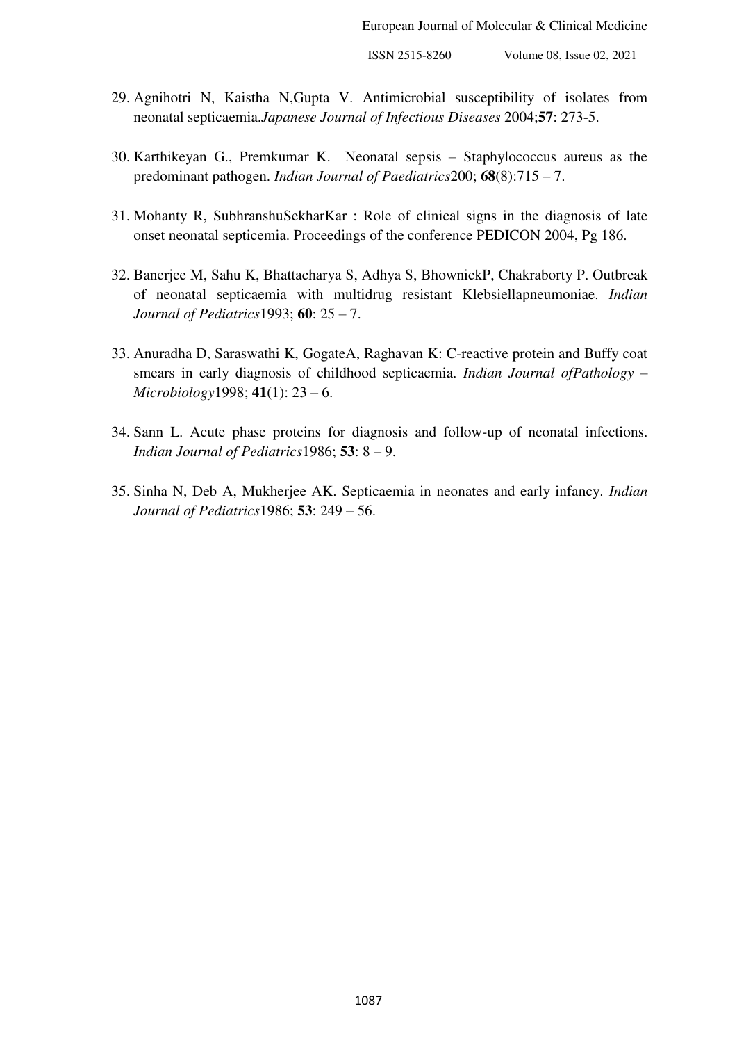29. Agnihotri N, Kaistha N,Gupta V. Antimicrobial susceptibility of isolates from neonatal septicaemia.*Japanese Journal of Infectious Diseases* 2004;**57**: 273-5.

30. Karthikeyan G., Premkumar K. Neonatal sepsis – Staphylococcus aureus as the predominant pathogen. *Indian Journal of Paediatrics*200; **68**(8):715 – 7.

31. Mohanty R, SubhranshuSekharKar : Role of clinical signs in the diagnosis of late onset neonatal septicemia. Proceedings of the conference PEDICON 2004, Pg 186.

32. Banerjee M, Sahu K, Bhattacharya S, Adhya S, BhownickP, Chakraborty P. Outbreak of neonatal septicaemia with multidrug resistant Klebsiellapneumoniae. *Indian Journal of Pediatrics*1993; **60**: 25 – 7.

33. Anuradha D, Saraswathi K, GogateA, Raghavan K: C-reactive protein and Buffy coat smears in early diagnosis of childhood septicaemia. *Indian Journal ofPathology – Microbiology*1998; **41**(1): 23 – 6.

34. Sann L. Acute phase proteins for diagnosis and follow-up of neonatal infections. *Indian Journal of Pediatrics*1986; **53**: 8 – 9.

35. Sinha N, Deb A, Mukherjee AK. Septicaemia in neonates and early infancy. *Indian Journal of Pediatrics*1986; **53**: 249 – 56.